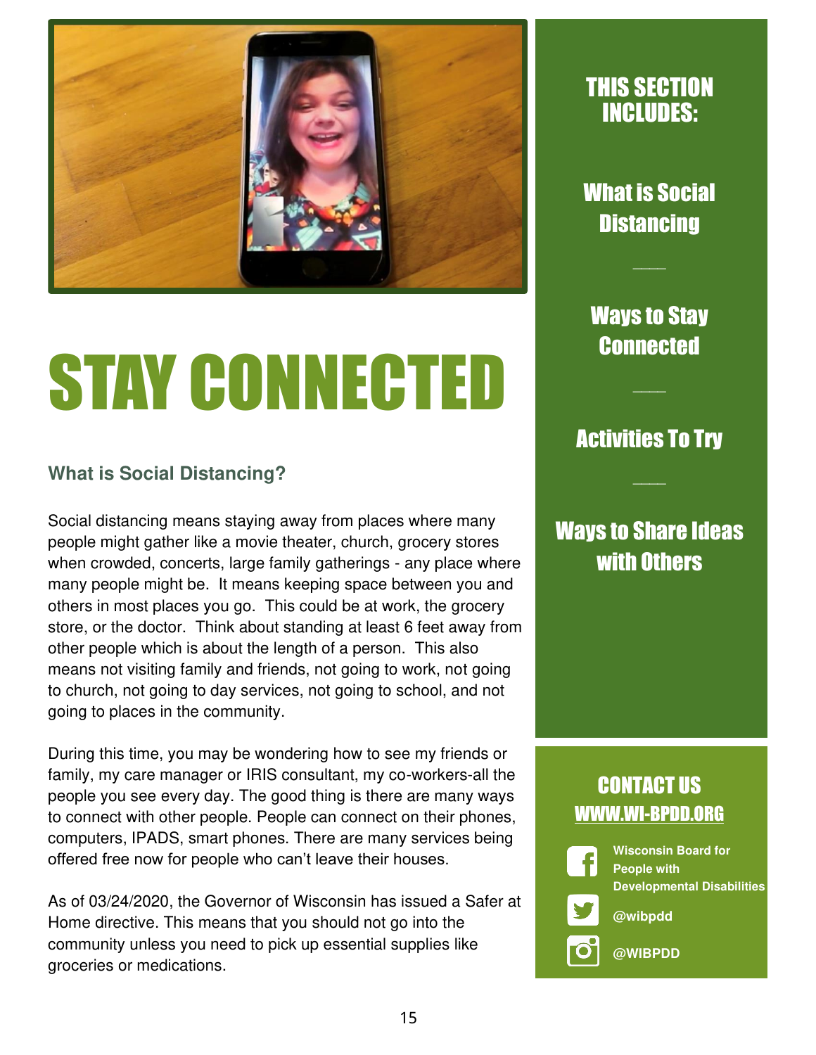# STAY CONNECTED

## What is Social Distancing?

Social distancing means staying away from places where many people might gather like a movie theater, church, grocery stores when crowded, concerts, large family gatherings - any place where many people might be. It means keeping space between you and others in most places you go. This could be at work, the grocery store, or the doctor. Think about standing at least 6 feet away from other people which is about the length of a person. This also means not visiting family and friends, not going to work, not going to church, not going to day services, not going to school, and not going to places in the community.

During this time, you may be wondering how to see my friends or family, my care manager or IRIS consultant, my co-workers-all the people you see every day. The good thing is there are many ways to connect with other people. People can connect on their phones, computers, IPADS, smart phones. There are many services being offered free now for people who can't leave their houses.

As of 03/24/2020, the Governor of Wisconsin has issued a Safer at Home directive. This means that you should not go into the community unless you need to pick up essential supplies like groceries or medications.

## THIS SECTION INCLUDES:

What is Social Distancing

Ways to Stay Connected

Activities To Try

Ways to Share Ideas with Others

## CONTACT US

WWW.WI-BPDD.ORG

Wisconsin Board for People with Developmental Disabilities

@wibpdd

@WIBPDD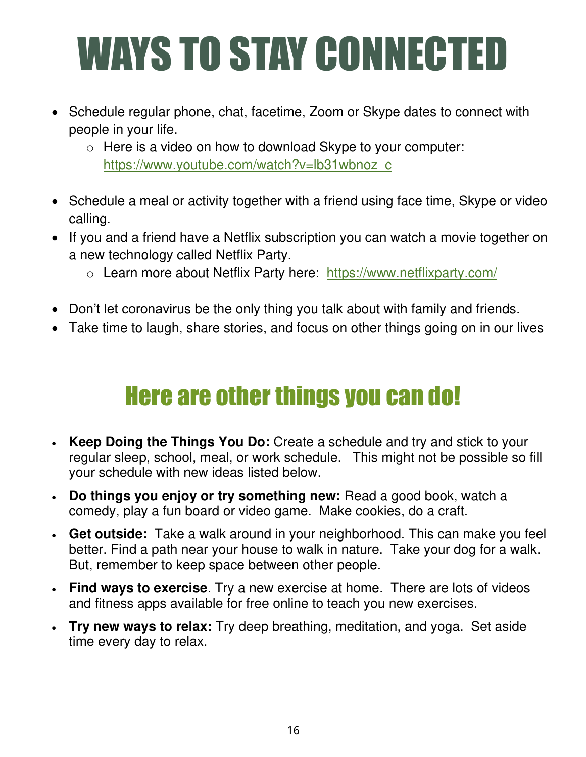# WAYS TO STAY CONNECTED

- Schedule regular phone, chat, facetime, Zoom or Skype dates to connect with people in your life.
  - Here is a video on how to download Skype to your computer: https://www.youtube.com/watch?v=lb31wbnoz_c
- Schedule a meal or activity together with a friend using face time, Skype or video calling.
- If you and a friend have a Netflix subscription you can watch a movie together on a new technology called Netflix Party.
  - Learn more about Netflix Party here: https://www.netflixparty.com/
- Don't let coronavirus be the only thing you talk about with family and friends.
- Take time to laugh, share stories, and focus on other things going on in our lives

## Here are other things you can do!

- **Keep Doing the Things You Do:** Create a schedule and try and stick to your regular sleep, school, meal, or work schedule. This might not be possible so fill your schedule with new ideas listed below.
- **Do things you enjoy or try something new:** Read a good book, watch a comedy, play a fun board or video game. Make cookies, do a craft.
- **Get outside:** Take a walk around in your neighborhood. This can make you feel better. Find a path near your house to walk in nature. Take your dog for a walk. But, remember to keep space between other people.
- **Find ways to exercise**. Try a new exercise at home. There are lots of videos and fitness apps available for free online to teach you new exercises.
- **Try new ways to relax:** Try deep breathing, meditation, and yoga. Set aside time every day to relax.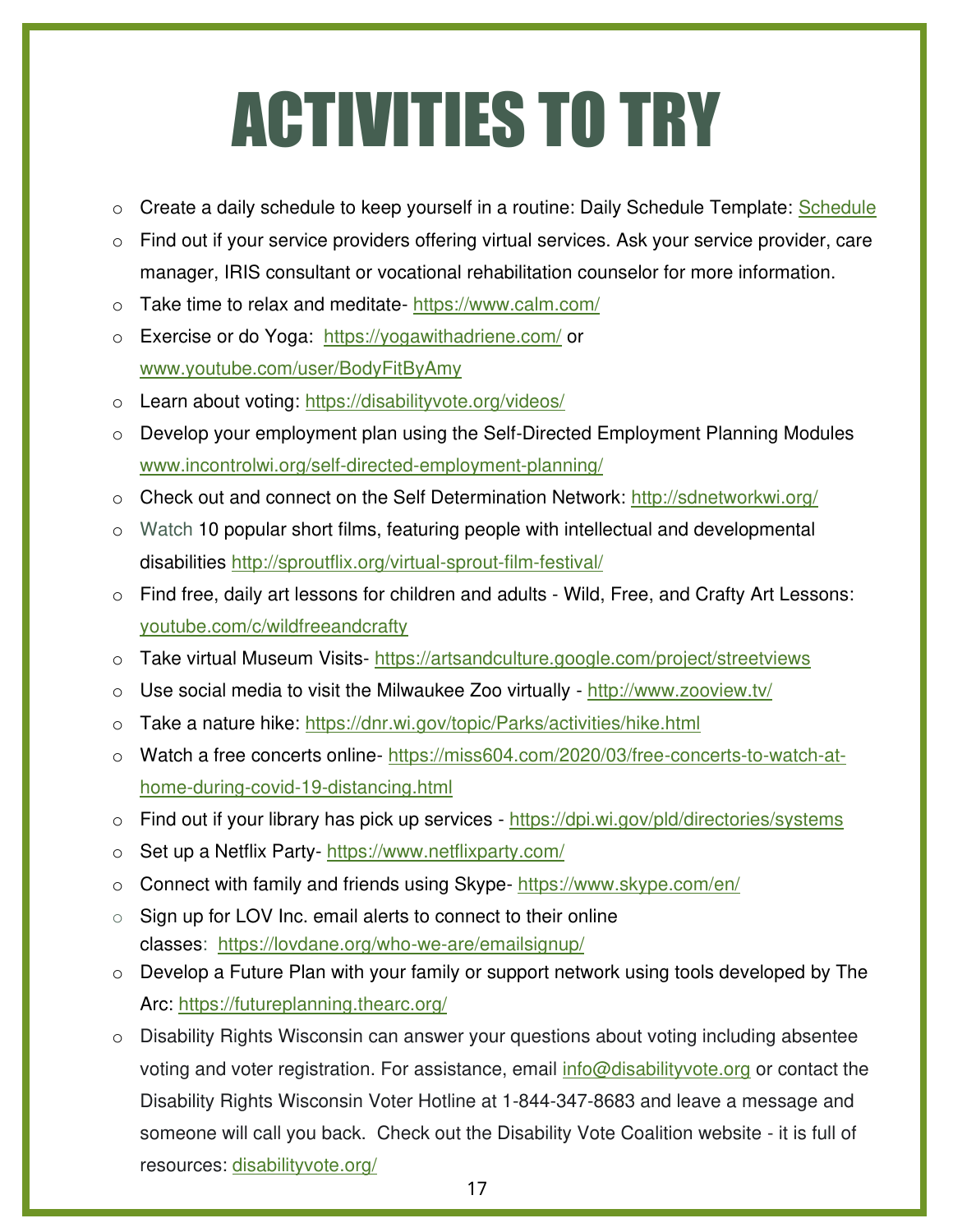# ACTIVITIES TO TRY

- Create a daily schedule to keep yourself in a routine: Daily Schedule Template: Schedule
- Find out if your service providers offering virtual services. Ask your service provider, care manager, IRIS consultant or vocational rehabilitation counselor for more information.
- Take time to relax and meditate- https://www.calm.com/
- Exercise or do Yoga: https://yogawithadriene.com/ or www.youtube.com/user/BodyFitByAmy
- Learn about voting: https://disabilityvote.org/videos/
- Develop your employment plan using the Self-Directed Employment Planning Modules www.incontrolwi.org/self-directed-employment-planning/
- Check out and connect on the Self Determination Network: http://sdnetworkwi.org/
- Watch 10 popular short films, featuring people with intellectual and developmental disabilities http://sproutflix.org/virtual-sprout-film-festival/
- Find free, daily art lessons for children and adults - Wild, Free, and Crafty Art Lessons: youtube.com/c/wildfreeandcrafty
- Take virtual Museum Visits- https://artsandculture.google.com/project/streetviews
- Use social media to visit the Milwaukee Zoo virtually - http://www.zooview.tv/
- Take a nature hike: https://dnr.wi.gov/topic/Parks/activities/hike.html
- Watch a free concerts online- https://miss604.com/2020/03/free-concerts-to-watch-at-home-during-covid-19-distancing.html
- Find out if your library has pick up services - https://dpi.wi.gov/pld/directories/systems
- Set up a Netflix Party- https://www.netflixparty.com/
- Connect with family and friends using Skype- https://www.skype.com/en/
- Sign up for LOV Inc. email alerts to connect to their online classes: https://lovdane.org/who-we-are/emailsignup/
- Develop a Future Plan with your family or support network using tools developed by The Arc: https://futureplanning.thearc.org/
- Disability Rights Wisconsin can answer your questions about voting including absentee voting and voter registration. For assistance, email info@disabilityvote.org or contact the Disability Rights Wisconsin Voter Hotline at 1-844-347-8683 and leave a message and someone will call you back. Check out the Disability Vote Coalition website - it is full of resources: disabilityvote.org/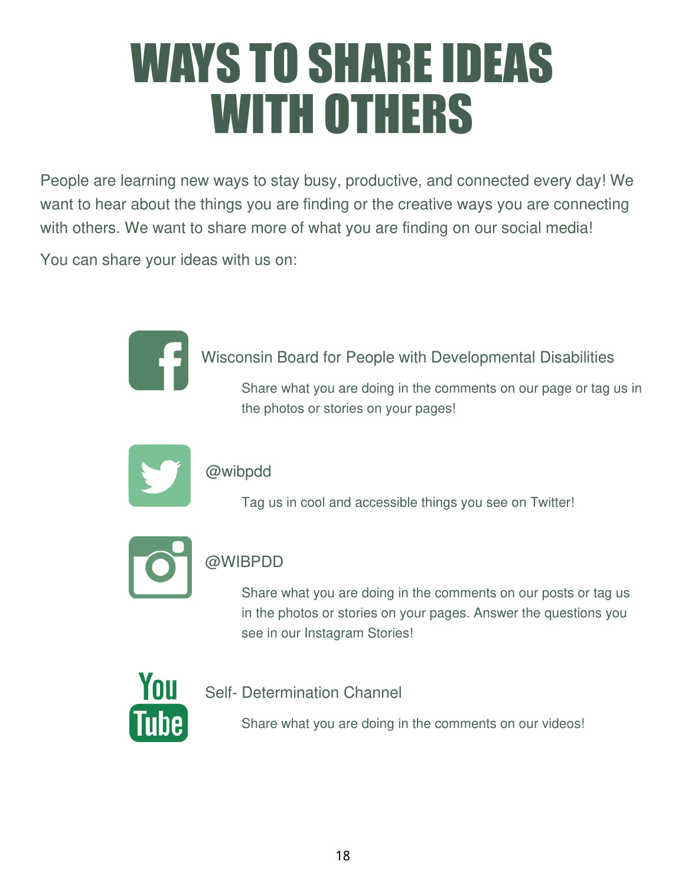# WAYS TO SHARE IDEAS WITH OTHERS

People are learning new ways to stay busy, productive, and connected every day! We want to hear about the things you are finding or the creative ways you are connecting with others. We want to share more of what you are finding on our social media!

You can share your ideas with us on:

Wisconsin Board for People with Developmental Disabilities

Share what you are doing in the comments on our page or tag us in the photos or stories on your pages!

@wibpdd

Tag us in cool and accessible things you see on Twitter!

@WIBPDD

Share what you are doing in the comments on our posts or tag us in the photos or stories on your pages. Answer the questions you see in our Instagram Stories!

Self- Determination Channel

Share what you are doing in the comments on our videos!